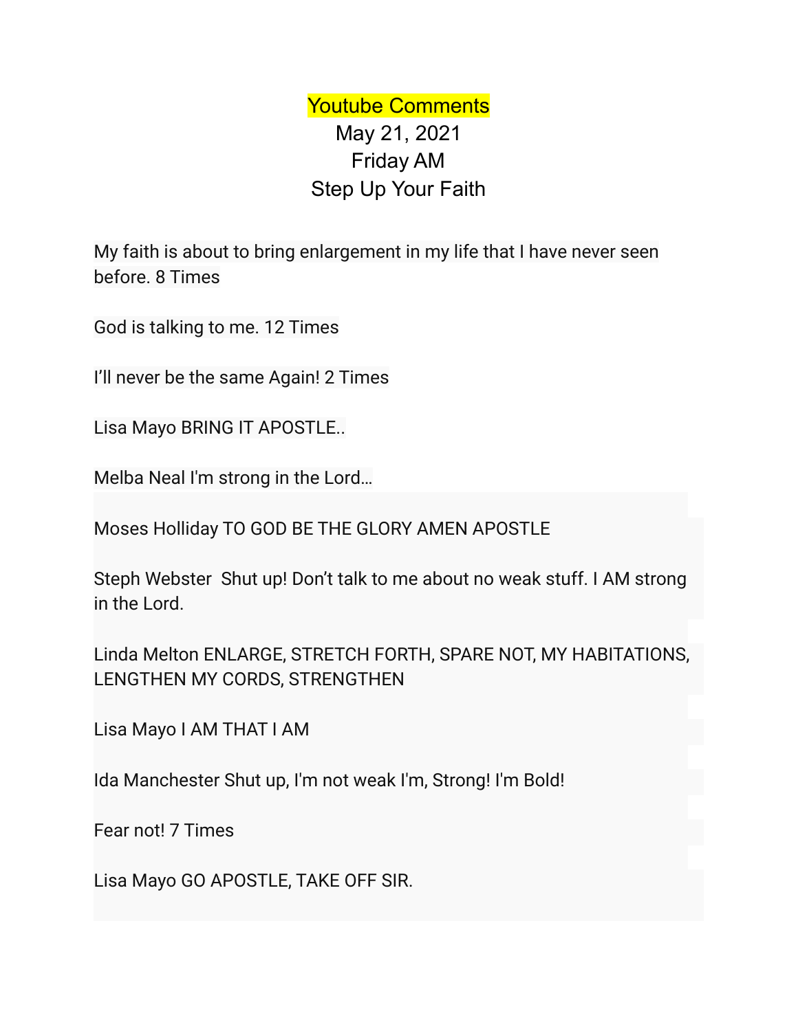# Youtube Comments

## May 21, 2021
## Friday AM
## Step Up Your Faith

My faith is about to bring enlargement in my life that I have never seen before. 8 Times

God is talking to me. 12 Times

I'll never be the same Again! 2 Times

Lisa Mayo BRING IT APOSTLE..

Melba Neal I'm strong in the Lord…

Moses Holliday TO GOD BE THE GLORY AMEN APOSTLE

Steph Webster  Shut up! Don't talk to me about no weak stuff. I AM strong in the Lord.

Linda Melton ENLARGE, STRETCH FORTH, SPARE NOT, MY HABITATIONS, LENGTHEN MY CORDS, STRENGTHEN

Lisa Mayo I AM THAT I AM

Ida Manchester Shut up, I'm not weak I'm, Strong! I'm Bold!

Fear not! 7 Times

Lisa Mayo GO APOSTLE, TAKE OFF SIR.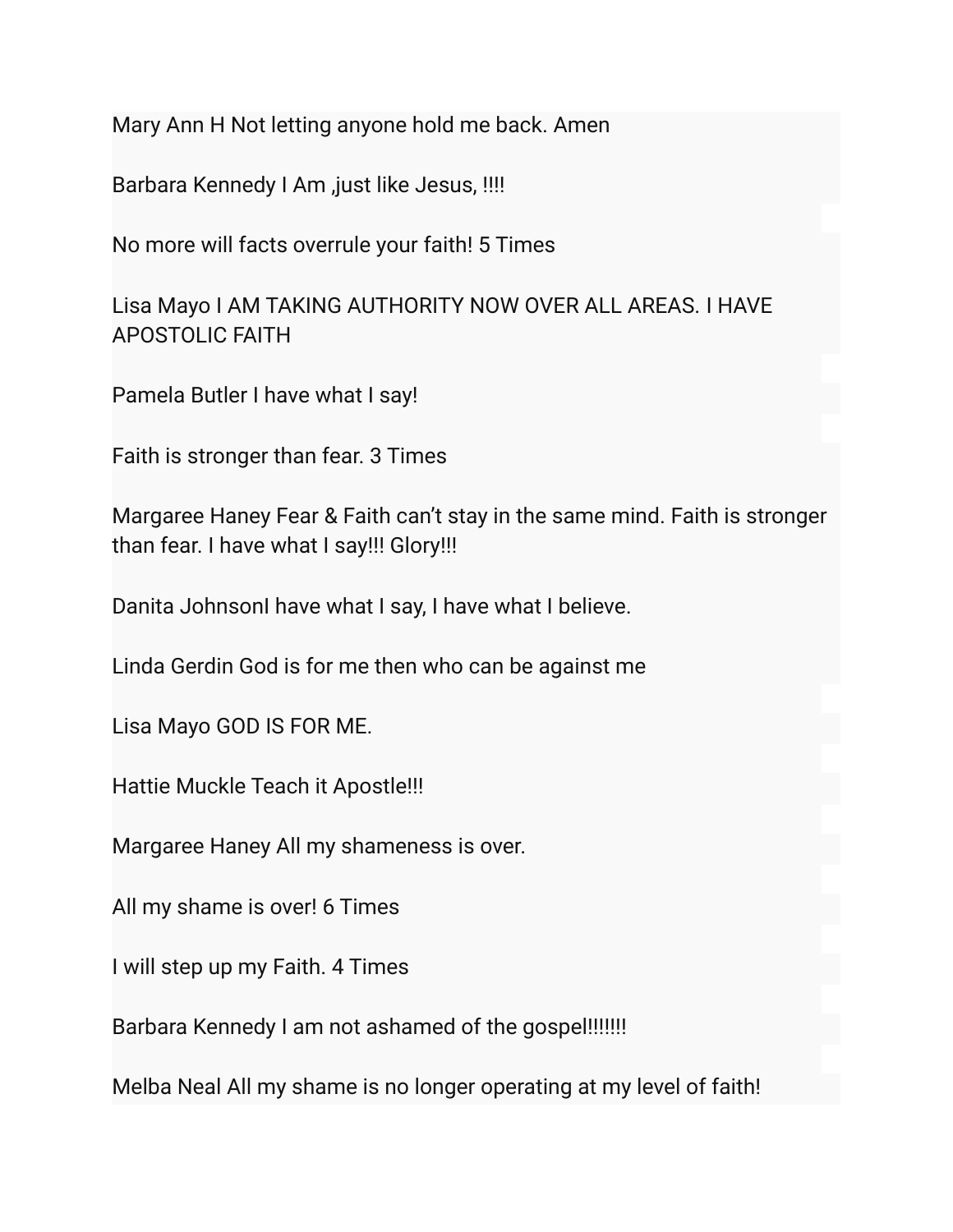Mary Ann H Not letting anyone hold me back. Amen

Barbara Kennedy I Am ,just like Jesus, !!!!

No more will facts overrule your faith! 5 Times

Lisa Mayo I AM TAKING AUTHORITY NOW OVER ALL AREAS. I HAVE APOSTOLIC FAITH

Pamela Butler I have what I say!

Faith is stronger than fear. 3 Times

Margaree Haney Fear & Faith can't stay in the same mind. Faith is stronger than fear. I have what I say!!! Glory!!!

Danita JohnsonI have what I say, I have what I believe.

Linda Gerdin God is for me then who can be against me

Lisa Mayo GOD IS FOR ME.

Hattie Muckle Teach it Apostle!!!

Margaree Haney All my shameness is over.

All my shame is over! 6 Times

I will step up my Faith. 4 Times

Barbara Kennedy I am not ashamed of the gospel!!!!!!!

Melba Neal All my shame is no longer operating at my level of faith!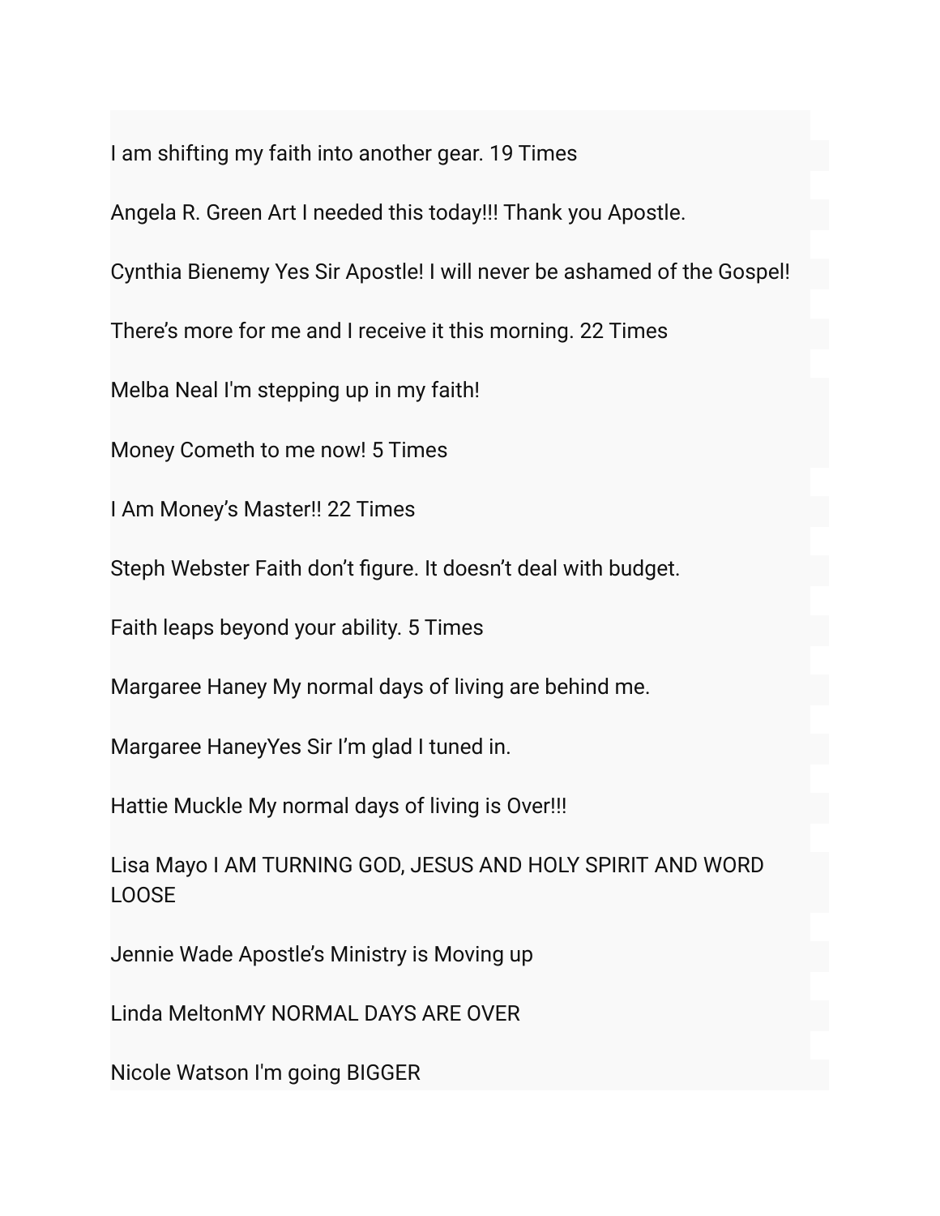I am shifting my faith into another gear. 19 Times

Angela R. Green Art I needed this today!!! Thank you Apostle.

Cynthia Bienemy Yes Sir Apostle! I will never be ashamed of the Gospel!

There's more for me and I receive it this morning. 22 Times

Melba Neal I'm stepping up in my faith!

Money Cometh to me now! 5 Times

I Am Money's Master!! 22 Times

Steph Webster Faith don't figure. It doesn't deal with budget.

Faith leaps beyond your ability. 5 Times

Margaree Haney My normal days of living are behind me.

Margaree HaneyYes Sir I'm glad I tuned in.

Hattie Muckle My normal days of living is Over!!!

Lisa Mayo I AM TURNING GOD, JESUS AND HOLY SPIRIT AND WORD LOOSE

Jennie Wade Apostle's Ministry is Moving up

Linda MeltonMY NORMAL DAYS ARE OVER

Nicole Watson I'm going BIGGER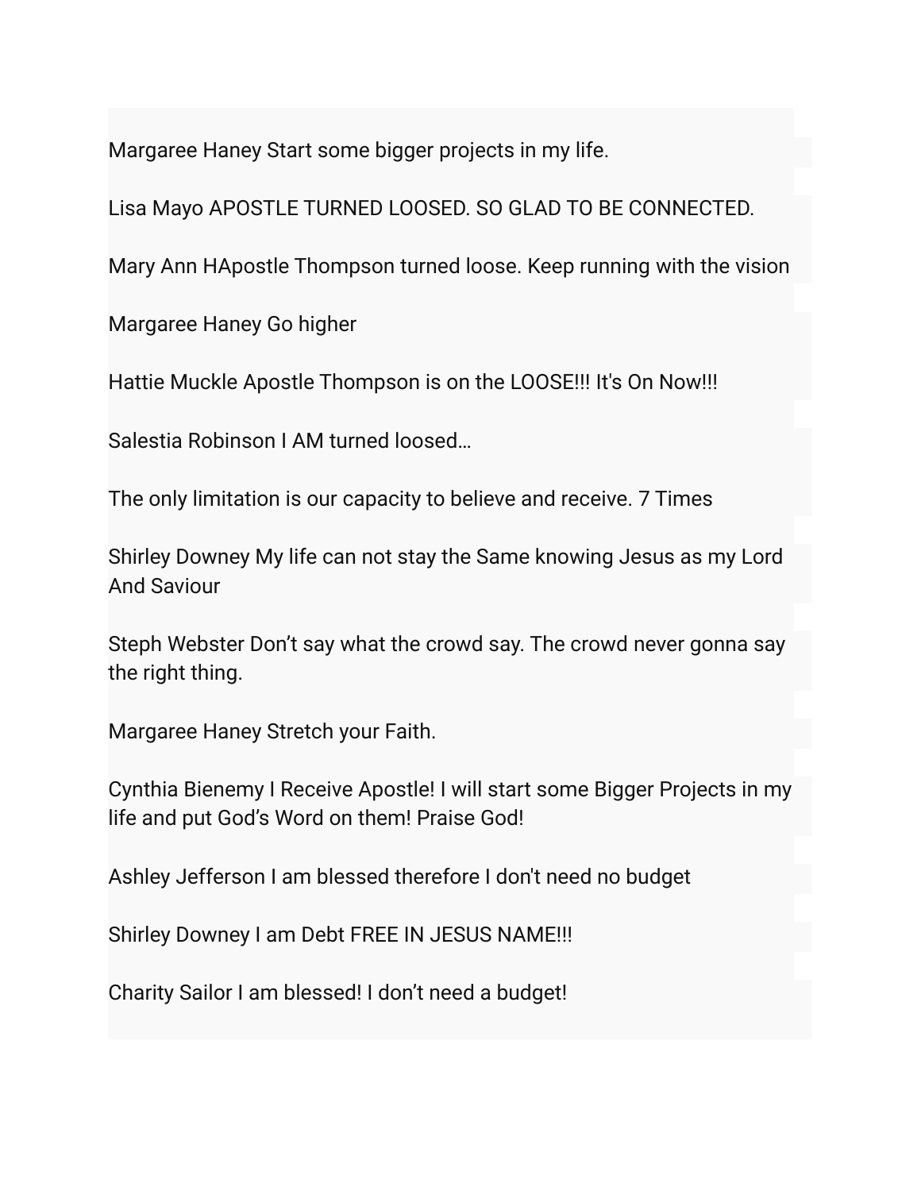Margaree Haney Start some bigger projects in my life.

Lisa Mayo APOSTLE TURNED LOOSED. SO GLAD TO BE CONNECTED.

Mary Ann HApostle Thompson turned loose. Keep running with the vision

Margaree Haney Go higher

Hattie Muckle Apostle Thompson is on the LOOSE!!! It's On Now!!!

Salestia Robinson I AM turned loosed…

The only limitation is our capacity to believe and receive. 7 Times

Shirley Downey My life can not stay the Same knowing Jesus as my Lord And Saviour

Steph Webster Don't say what the crowd say. The crowd never gonna say the right thing.

Margaree Haney Stretch your Faith.

Cynthia Bienemy I Receive Apostle! I will start some Bigger Projects in my life and put God's Word on them! Praise God!

Ashley Jefferson I am blessed therefore I don't need no budget

Shirley Downey I am Debt FREE IN JESUS NAME!!!

Charity Sailor I am blessed! I don't need a budget!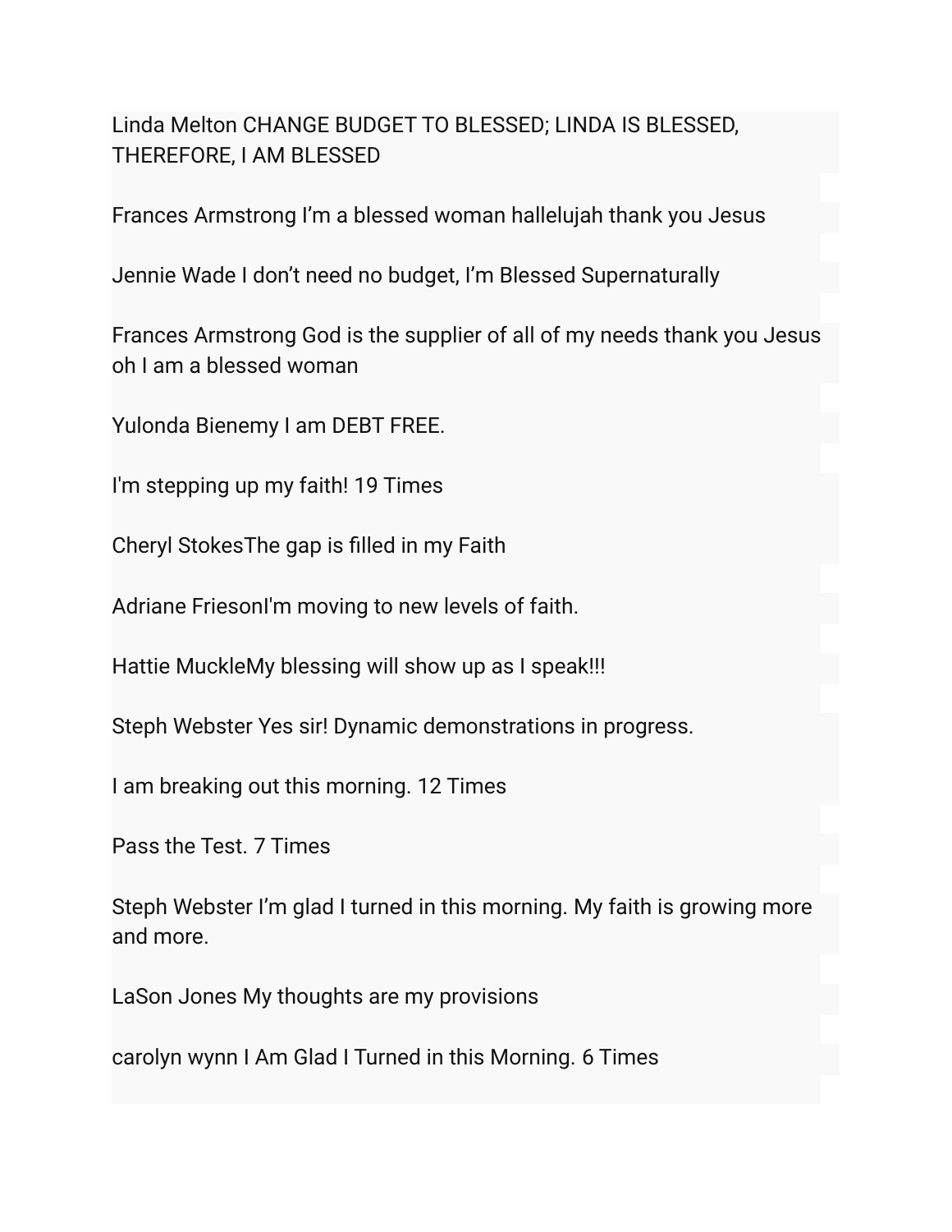Linda Melton CHANGE BUDGET TO BLESSED; LINDA IS BLESSED, THEREFORE, I AM BLESSED

Frances Armstrong I'm a blessed woman hallelujah thank you Jesus

Jennie Wade I don't need no budget, I'm Blessed Supernaturally

Frances Armstrong God is the supplier of all of my needs thank you Jesus oh I am a blessed woman

Yulonda Bienemy I am DEBT FREE.

I'm stepping up my faith! 19 Times

Cheryl StokesThe gap is filled in my Faith

Adriane FriesonI'm moving to new levels of faith.

Hattie MuckleMy blessing will show up as I speak!!!

Steph Webster Yes sir! Dynamic demonstrations in progress.

I am breaking out this morning. 12 Times

Pass the Test. 7 Times

Steph Webster I'm glad I turned in this morning. My faith is growing more and more.

LaSon Jones My thoughts are my provisions

carolyn wynn I Am Glad I Turned in this Morning. 6 Times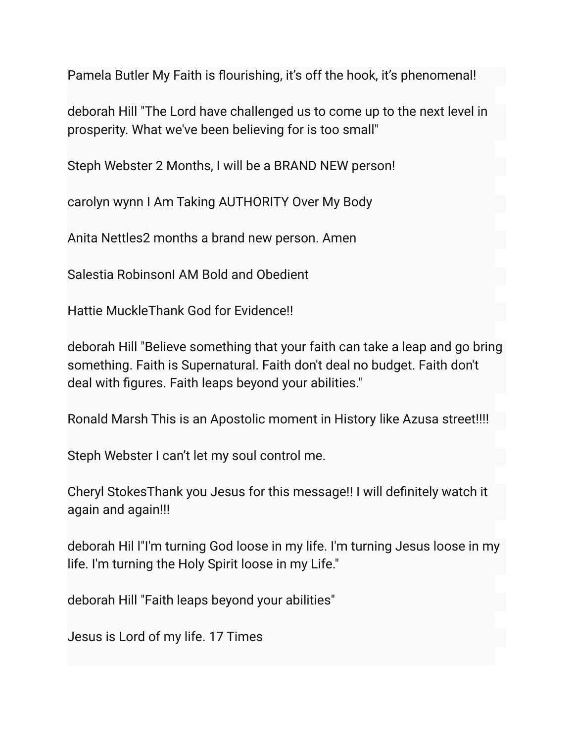Pamela Butler My Faith is flourishing, it’s off the hook, it’s phenomenal!

deborah Hill "The Lord have challenged us to come up to the next level in prosperity. What we've been believing for is too small"

Steph Webster 2 Months, I will be a BRAND NEW person!

carolyn wynn I Am Taking AUTHORITY Over My Body

Anita Nettles2 months a brand new person. Amen

Salestia RobinsonI AM Bold and Obedient

Hattie MuckleThank God for Evidence!!

deborah Hill "Believe something that your faith can take a leap and go bring something. Faith is Supernatural. Faith don't deal no budget. Faith don't deal with figures. Faith leaps beyond your abilities."

Ronald Marsh This is an Apostolic moment in History like Azusa street!!!!

Steph Webster I can’t let my soul control me.

Cheryl StokesThank you Jesus for this message!! I will definitely watch it again and again!!!

deborah Hil l"I'm turning God loose in my life. I'm turning Jesus loose in my life. I'm turning the Holy Spirit loose in my Life."

deborah Hill "Faith leaps beyond your abilities"

Jesus is Lord of my life. 17 Times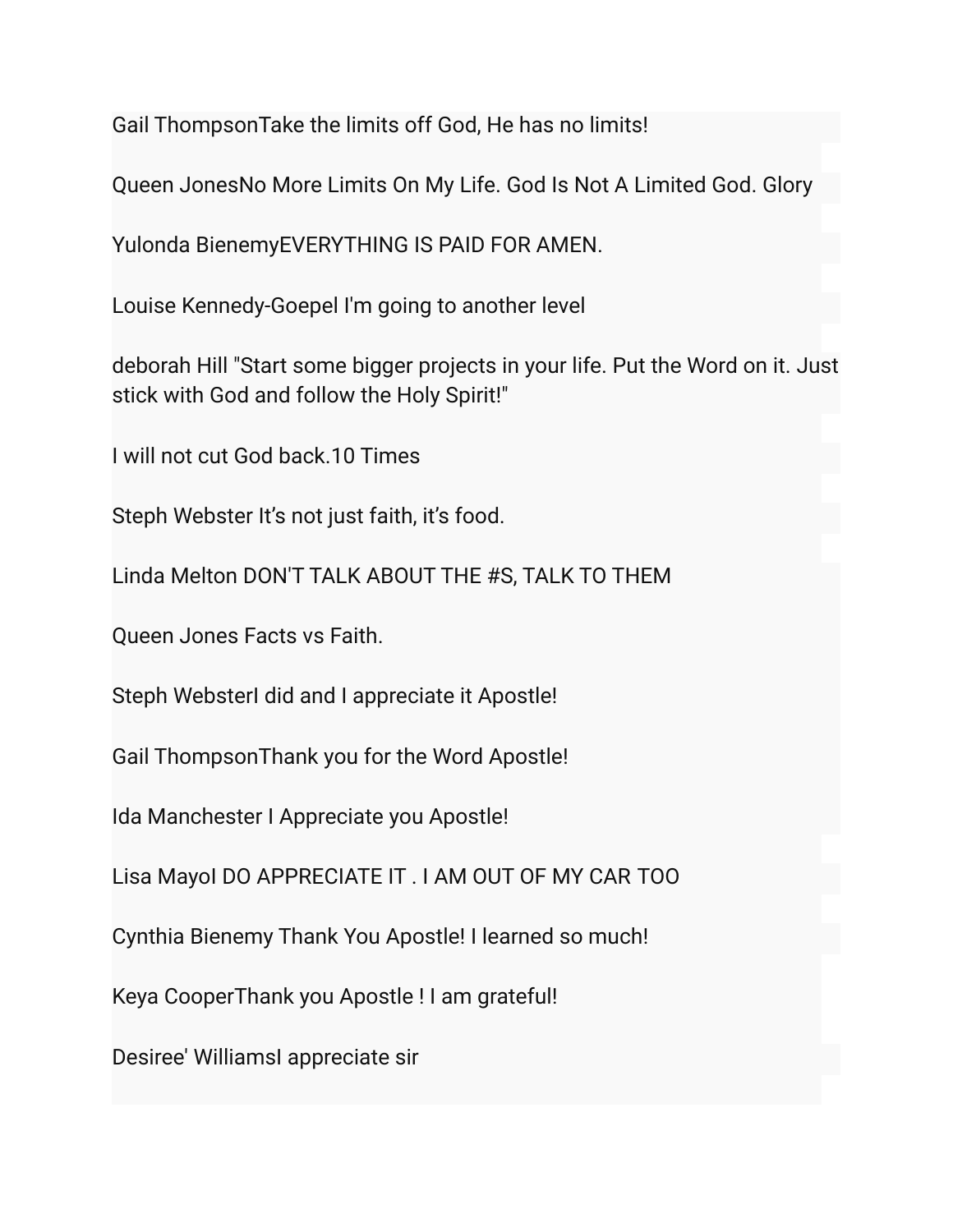Gail ThompsonTake the limits off God, He has no limits!

Queen JonesNo More Limits On My Life. God Is Not A Limited God. Glory

Yulonda BienemyEVERYTHING IS PAID FOR AMEN.

Louise Kennedy-Goepel I'm going to another level

deborah Hill "Start some bigger projects in your life. Put the Word on it. Just stick with God and follow the Holy Spirit!"

I will not cut God back.10 Times

Steph Webster It's not just faith, it's food.

Linda Melton DON'T TALK ABOUT THE #S, TALK TO THEM

Queen Jones Facts vs Faith.

Steph WebsterI did and I appreciate it Apostle!

Gail ThompsonThank you for the Word Apostle!

Ida Manchester I Appreciate you Apostle!

Lisa MayoI DO APPRECIATE IT . I AM OUT OF MY CAR TOO

Cynthia Bienemy Thank You Apostle! I learned so much!

Keya CooperThank you Apostle ! I am grateful!

Desiree' WilliamsI appreciate sir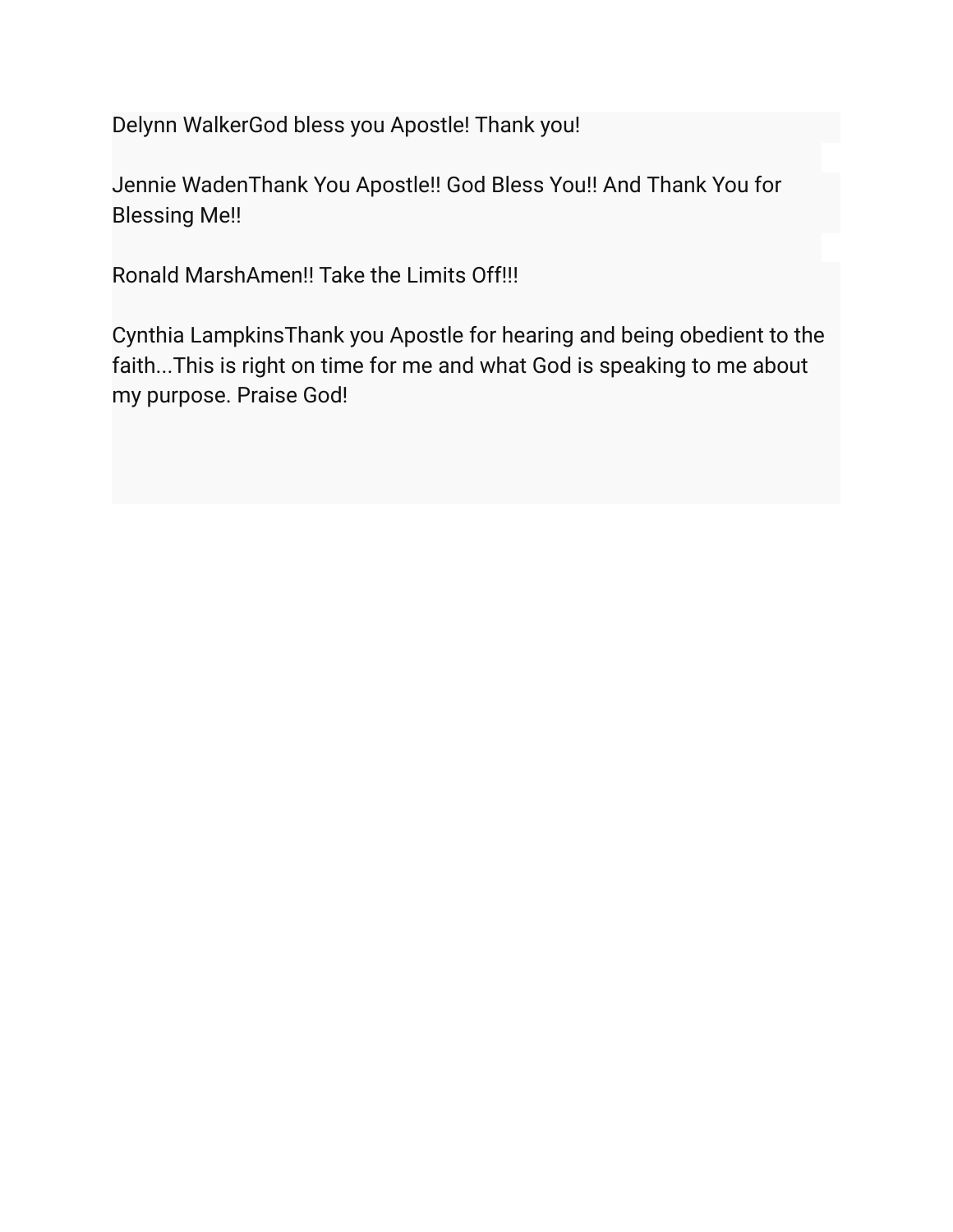Delynn WalkerGod bless you Apostle! Thank you!

Jennie WadenThank You Apostle!! God Bless You!! And Thank You for Blessing Me!!

Ronald MarshAmen!! Take the Limits Off!!!

Cynthia LampkinsThank you Apostle for hearing and being obedient to the faith...This is right on time for me and what God is speaking to me about my purpose. Praise God!